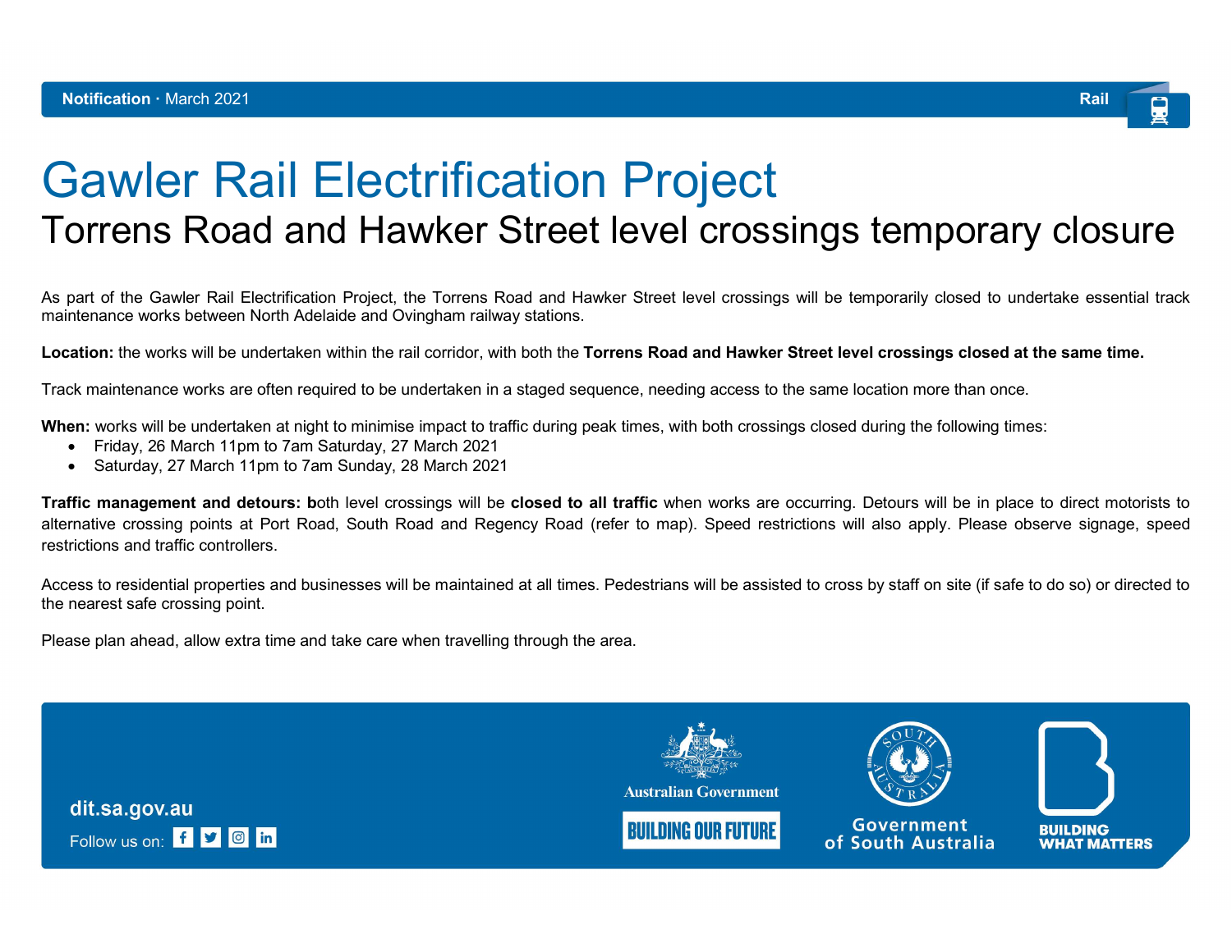**Notification** · March 2021

Rail

# Gawler Rail Electrification Project

## Torrens Road and Hawker Street level crossings temporary closure

As part of the Gawler Rail Electrification Project, the Torrens Road and Hawker Street level crossings will be temporarily closed to undertake essential track maintenance works between North Adelaide and Ovingham railway stations.

**Location:** the works will be undertaken within the rail corridor, with both the **Torrens Road and Hawker Street level crossings closed at the same time.**

Track maintenance works are often required to be undertaken in a staged sequence, needing access to the same location more than once.

**When:** works will be undertaken at night to minimise impact to traffic during peak times, with both crossings closed during the following times:

- Friday, 26 March 11pm to 7am Saturday, 27 March 2021
- Saturday, 27 March 11pm to 7am Sunday, 28 March 2021

**Traffic management and detours: b**oth level crossings will be **closed to all traffic** when works are occurring. Detours will be in place to direct motorists to alternative crossing points at Port Road, South Road and Regency Road (refer to map). Speed restrictions will also apply. Please observe signage, speed restrictions and traffic controllers.

Access to residential properties and businesses will be maintained at all times. Pedestrians will be assisted to cross by staff on site (if safe to do so) or directed to the nearest safe crossing point.

Please plan ahead, allow extra time and take care when travelling through the area.

**dit.sa.gov.au**

Follow us on:

Australian Government

BUILDING OUR FUTURE

Government of South Australia

BUILDING WHAT MATTERS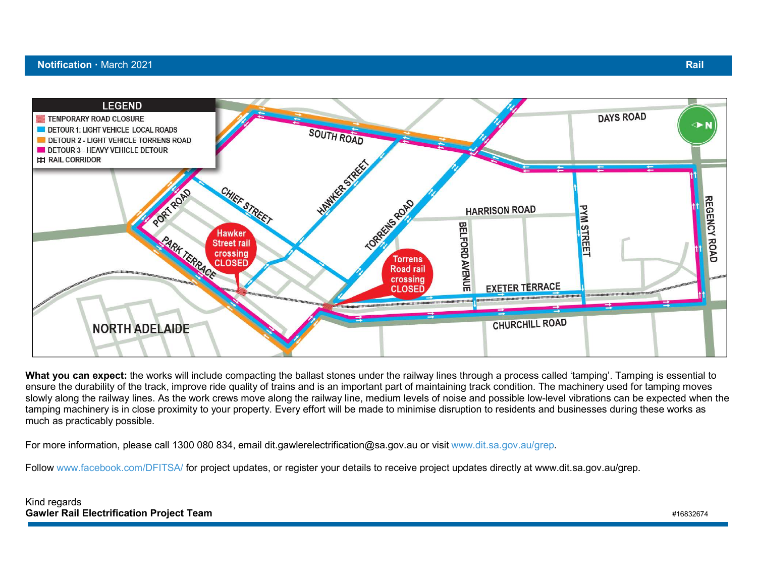LEGEND
TEMPORARY ROAD CLOSURE
DETOUR 1: LIGHT VEHICLE LOCAL ROADS
DETOUR 2 - LIGHT VEHICLE TORRENS ROAD
DETOUR 3 - HEAVY VEHICLE DETOUR
RAIL CORRIDOR

SOUTH ROAD
DAYS ROAD
PORT ROAD
CHIEF STREET
HAWKER STREET
TORRENS ROAD
HARRISON ROAD
BELFORD AVENUE
PYM STREET
REGENCY ROAD
PARK TERRACE
EXETER TERRACE
CHURCHILL ROAD
NORTH ADELAIDE
N

Hawker Street rail crossing CLOSED

Torrens Road rail crossing CLOSED

**What you can expect:** the works will include compacting the ballast stones under the railway lines through a process called 'tamping'. Tamping is essential to ensure the durability of the track, improve ride quality of trains and is an important part of maintaining track condition. The machinery used for tamping moves slowly along the railway lines. As the work crews move along the railway line, medium levels of noise and possible low-level vibrations can be expected when the tamping machinery is in close proximity to your property. Every effort will be made to minimise disruption to residents and businesses during these works as much as practicably possible.

For more information, please call 1300 080 834, email dit.gawlerelectrification@sa.gov.au or visit www.dit.sa.gov.au/grep.

Follow www.facebook.com/DFITSA/ for project updates, or register your details to receive project updates directly at www.dit.sa.gov.au/grep.

Kind regards
**Gawler Rail Electrification Project Team**

#16832674